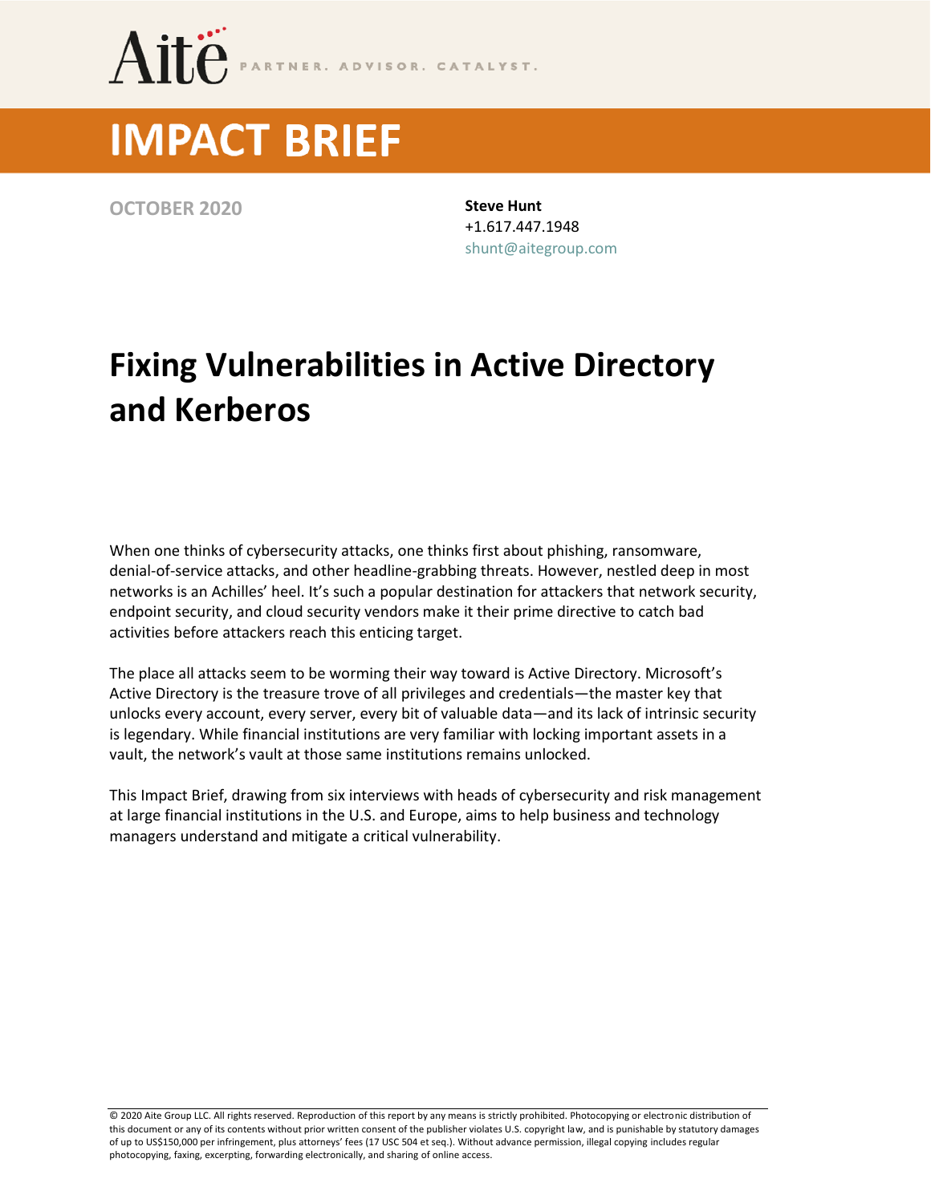Aite PARTNER. ADVISOR. CATALYST.

# IMPACT BRIEF

**OCTOBER 2020**

**Steve Hunt**
+1.617.447.1948
shunt@aitegroup.com

# Fixing Vulnerabilities in Active Directory and Kerberos

When one thinks of cybersecurity attacks, one thinks first about phishing, ransomware, denial-of-service attacks, and other headline-grabbing threats. However, nestled deep in most networks is an Achilles' heel. It's such a popular destination for attackers that network security, endpoint security, and cloud security vendors make it their prime directive to catch bad activities before attackers reach this enticing target.

The place all attacks seem to be worming their way toward is Active Directory. Microsoft's Active Directory is the treasure trove of all privileges and credentials—the master key that unlocks every account, every server, every bit of valuable data—and its lack of intrinsic security is legendary. While financial institutions are very familiar with locking important assets in a vault, the network's vault at those same institutions remains unlocked.

This Impact Brief, drawing from six interviews with heads of cybersecurity and risk management at large financial institutions in the U.S. and Europe, aims to help business and technology managers understand and mitigate a critical vulnerability.

© 2020 Aite Group LLC. All rights reserved. Reproduction of this report by any means is strictly prohibited. Photocopying or electronic distribution of this document or any of its contents without prior written consent of the publisher violates U.S. copyright law, and is punishable by statutory damages of up to US$150,000 per infringement, plus attorneys' fees (17 USC 504 et seq.). Without advance permission, illegal copying includes regular photocopying, faxing, excerpting, forwarding electronically, and sharing of online access.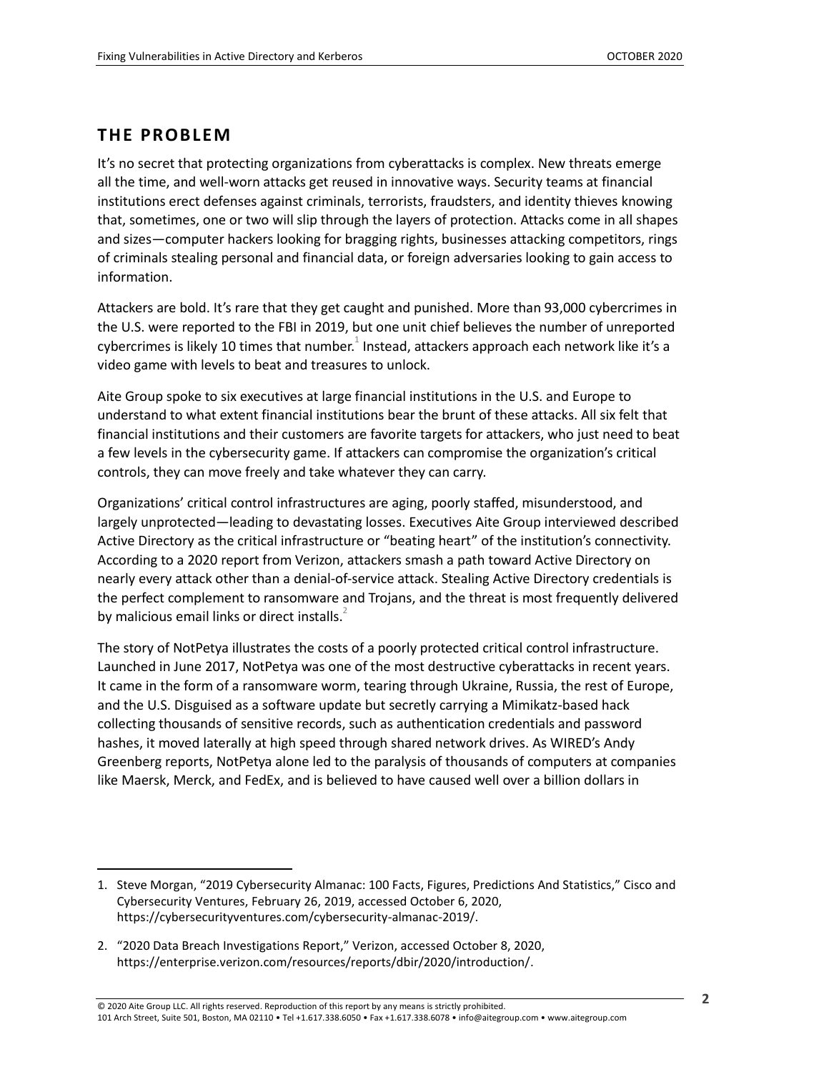## THE PROBLEM

It's no secret that protecting organizations from cyberattacks is complex. New threats emerge all the time, and well-worn attacks get reused in innovative ways. Security teams at financial institutions erect defenses against criminals, terrorists, fraudsters, and identity thieves knowing that, sometimes, one or two will slip through the layers of protection. Attacks come in all shapes and sizes—computer hackers looking for bragging rights, businesses attacking competitors, rings of criminals stealing personal and financial data, or foreign adversaries looking to gain access to information.

Attackers are bold. It's rare that they get caught and punished. More than 93,000 cybercrimes in the U.S. were reported to the FBI in 2019, but one unit chief believes the number of unreported cybercrimes is likely 10 times that number.[1] Instead, attackers approach each network like it's a video game with levels to beat and treasures to unlock.

Aite Group spoke to six executives at large financial institutions in the U.S. and Europe to understand to what extent financial institutions bear the brunt of these attacks. All six felt that financial institutions and their customers are favorite targets for attackers, who just need to beat a few levels in the cybersecurity game. If attackers can compromise the organization's critical controls, they can move freely and take whatever they can carry.

Organizations' critical control infrastructures are aging, poorly staffed, misunderstood, and largely unprotected—leading to devastating losses. Executives Aite Group interviewed described Active Directory as the critical infrastructure or "beating heart" of the institution's connectivity. According to a 2020 report from Verizon, attackers smash a path toward Active Directory on nearly every attack other than a denial-of-service attack. Stealing Active Directory credentials is the perfect complement to ransomware and Trojans, and the threat is most frequently delivered by malicious email links or direct installs.[2]

The story of NotPetya illustrates the costs of a poorly protected critical control infrastructure. Launched in June 2017, NotPetya was one of the most destructive cyberattacks in recent years. It came in the form of a ransomware worm, tearing through Ukraine, Russia, the rest of Europe, and the U.S. Disguised as a software update but secretly carrying a Mimikatz-based hack collecting thousands of sensitive records, such as authentication credentials and password hashes, it moved laterally at high speed through shared network drives. As WIRED's Andy Greenberg reports, NotPetya alone led to the paralysis of thousands of computers at companies like Maersk, Merck, and FedEx, and is believed to have caused well over a billion dollars in

---

1. Steve Morgan, "2019 Cybersecurity Almanac: 100 Facts, Figures, Predictions And Statistics," Cisco and Cybersecurity Ventures, February 26, 2019, accessed October 6, 2020, https://cybersecurityventures.com/cybersecurity-almanac-2019/.

2. "2020 Data Breach Investigations Report," Verizon, accessed October 8, 2020, https://enterprise.verizon.com/resources/reports/dbir/2020/introduction/.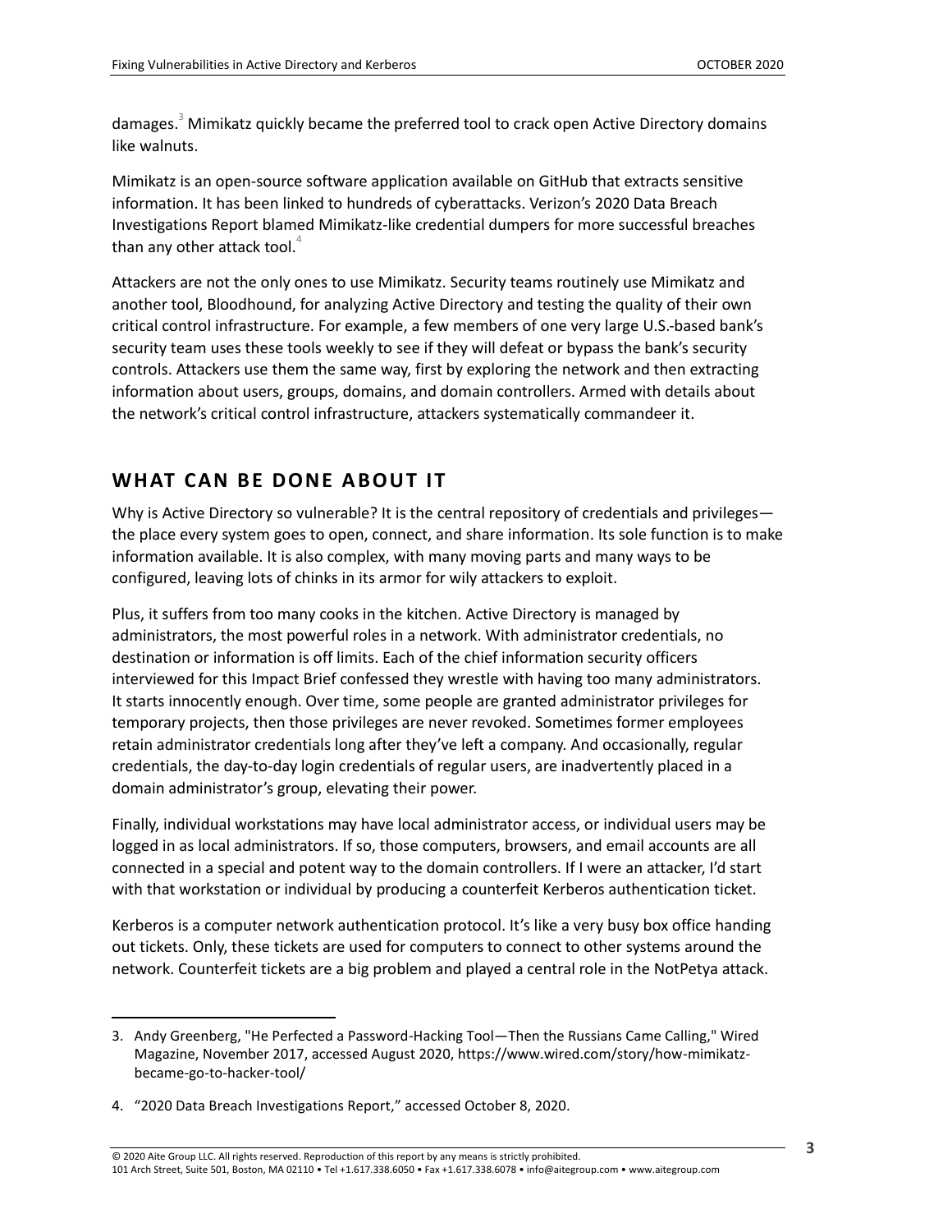damages.[3] Mimikatz quickly became the preferred tool to crack open Active Directory domains like walnuts.

Mimikatz is an open-source software application available on GitHub that extracts sensitive information. It has been linked to hundreds of cyberattacks. Verizon's 2020 Data Breach Investigations Report blamed Mimikatz-like credential dumpers for more successful breaches than any other attack tool.[4]

Attackers are not the only ones to use Mimikatz. Security teams routinely use Mimikatz and another tool, Bloodhound, for analyzing Active Directory and testing the quality of their own critical control infrastructure. For example, a few members of one very large U.S.-based bank's security team uses these tools weekly to see if they will defeat or bypass the bank's security controls. Attackers use them the same way, first by exploring the network and then extracting information about users, groups, domains, and domain controllers. Armed with details about the network's critical control infrastructure, attackers systematically commandeer it.

## WHAT CAN BE DONE ABOUT IT

Why is Active Directory so vulnerable? It is the central repository of credentials and privileges—the place every system goes to open, connect, and share information. Its sole function is to make information available. It is also complex, with many moving parts and many ways to be configured, leaving lots of chinks in its armor for wily attackers to exploit.

Plus, it suffers from too many cooks in the kitchen. Active Directory is managed by administrators, the most powerful roles in a network. With administrator credentials, no destination or information is off limits. Each of the chief information security officers interviewed for this Impact Brief confessed they wrestle with having too many administrators. It starts innocently enough. Over time, some people are granted administrator privileges for temporary projects, then those privileges are never revoked. Sometimes former employees retain administrator credentials long after they've left a company. And occasionally, regular credentials, the day-to-day login credentials of regular users, are inadvertently placed in a domain administrator's group, elevating their power.

Finally, individual workstations may have local administrator access, or individual users may be logged in as local administrators. If so, those computers, browsers, and email accounts are all connected in a special and potent way to the domain controllers. If I were an attacker, I'd start with that workstation or individual by producing a counterfeit Kerberos authentication ticket.

Kerberos is a computer network authentication protocol. It's like a very busy box office handing out tickets. Only, these tickets are used for computers to connect to other systems around the network. Counterfeit tickets are a big problem and played a central role in the NotPetya attack.

---

3. Andy Greenberg, "He Perfected a Password-Hacking Tool—Then the Russians Came Calling," Wired Magazine, November 2017, accessed August 2020, https://www.wired.com/story/how-mimikatz-became-go-to-hacker-tool/

4. "2020 Data Breach Investigations Report," accessed October 8, 2020.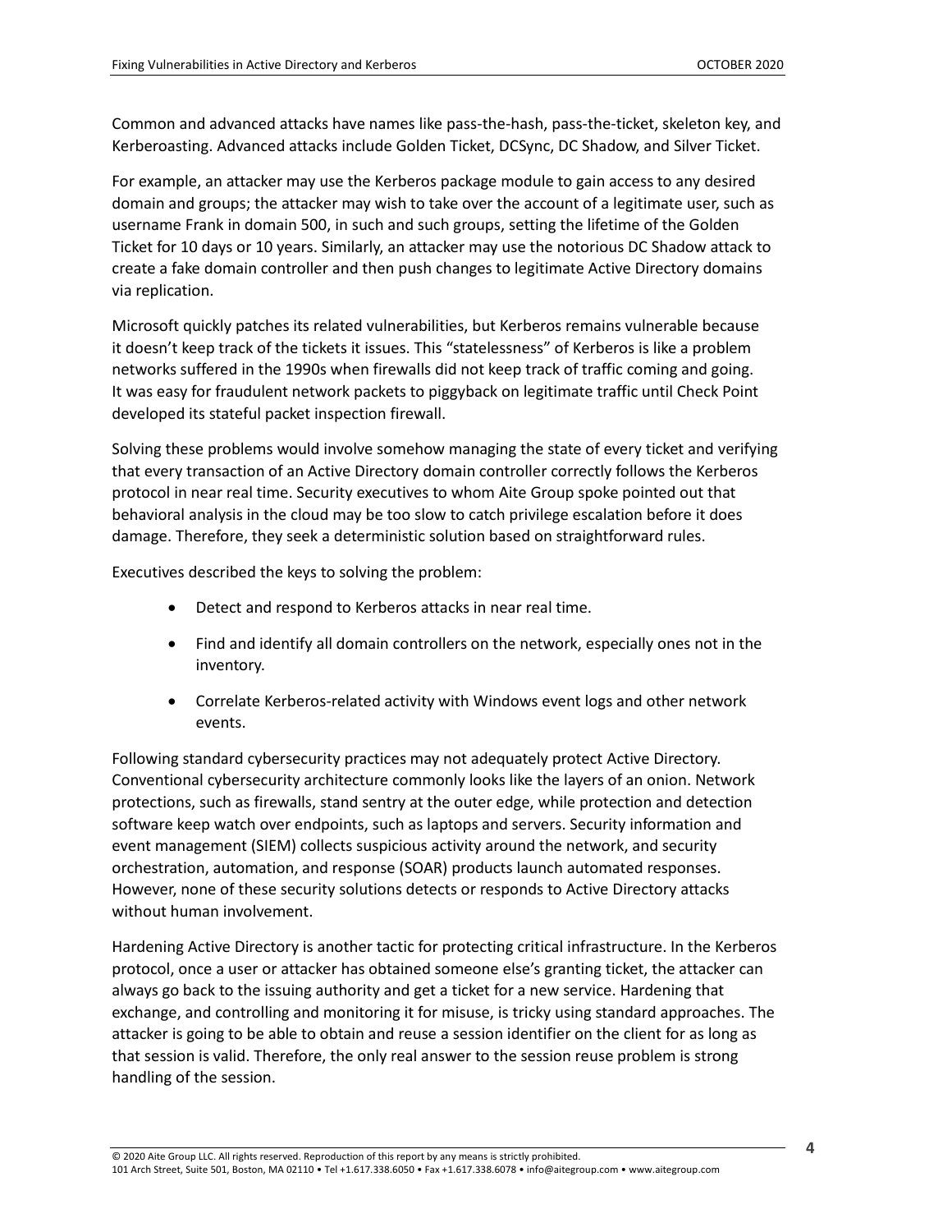Common and advanced attacks have names like pass-the-hash, pass-the-ticket, skeleton key, and Kerberoasting. Advanced attacks include Golden Ticket, DCSync, DC Shadow, and Silver Ticket.

For example, an attacker may use the Kerberos package module to gain access to any desired domain and groups; the attacker may wish to take over the account of a legitimate user, such as username Frank in domain 500, in such and such groups, setting the lifetime of the Golden Ticket for 10 days or 10 years. Similarly, an attacker may use the notorious DC Shadow attack to create a fake domain controller and then push changes to legitimate Active Directory domains via replication.

Microsoft quickly patches its related vulnerabilities, but Kerberos remains vulnerable because it doesn't keep track of the tickets it issues. This "statelessness" of Kerberos is like a problem networks suffered in the 1990s when firewalls did not keep track of traffic coming and going. It was easy for fraudulent network packets to piggyback on legitimate traffic until Check Point developed its stateful packet inspection firewall.

Solving these problems would involve somehow managing the state of every ticket and verifying that every transaction of an Active Directory domain controller correctly follows the Kerberos protocol in near real time. Security executives to whom Aite Group spoke pointed out that behavioral analysis in the cloud may be too slow to catch privilege escalation before it does damage. Therefore, they seek a deterministic solution based on straightforward rules.

Executives described the keys to solving the problem:

- Detect and respond to Kerberos attacks in near real time.
- Find and identify all domain controllers on the network, especially ones not in the inventory.
- Correlate Kerberos-related activity with Windows event logs and other network events.

Following standard cybersecurity practices may not adequately protect Active Directory. Conventional cybersecurity architecture commonly looks like the layers of an onion. Network protections, such as firewalls, stand sentry at the outer edge, while protection and detection software keep watch over endpoints, such as laptops and servers. Security information and event management (SIEM) collects suspicious activity around the network, and security orchestration, automation, and response (SOAR) products launch automated responses. However, none of these security solutions detects or responds to Active Directory attacks without human involvement.

Hardening Active Directory is another tactic for protecting critical infrastructure. In the Kerberos protocol, once a user or attacker has obtained someone else's granting ticket, the attacker can always go back to the issuing authority and get a ticket for a new service. Hardening that exchange, and controlling and monitoring it for misuse, is tricky using standard approaches. The attacker is going to be able to obtain and reuse a session identifier on the client for as long as that session is valid. Therefore, the only real answer to the session reuse problem is strong handling of the session.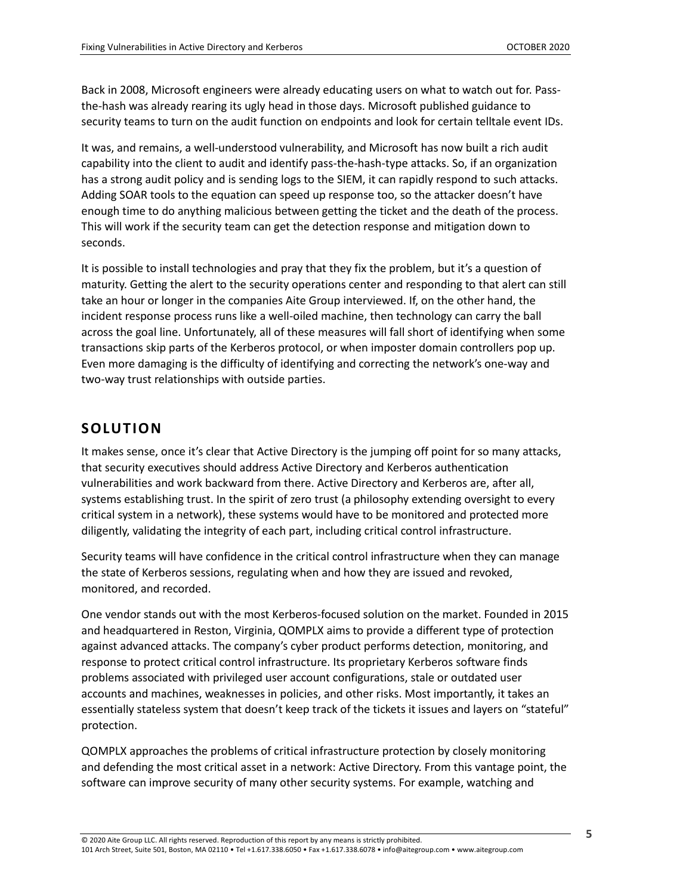Back in 2008, Microsoft engineers were already educating users on what to watch out for. Pass-the-hash was already rearing its ugly head in those days. Microsoft published guidance to security teams to turn on the audit function on endpoints and look for certain telltale event IDs.

It was, and remains, a well-understood vulnerability, and Microsoft has now built a rich audit capability into the client to audit and identify pass-the-hash-type attacks. So, if an organization has a strong audit policy and is sending logs to the SIEM, it can rapidly respond to such attacks. Adding SOAR tools to the equation can speed up response too, so the attacker doesn't have enough time to do anything malicious between getting the ticket and the death of the process. This will work if the security team can get the detection response and mitigation down to seconds.

It is possible to install technologies and pray that they fix the problem, but it's a question of maturity. Getting the alert to the security operations center and responding to that alert can still take an hour or longer in the companies Aite Group interviewed. If, on the other hand, the incident response process runs like a well-oiled machine, then technology can carry the ball across the goal line. Unfortunately, all of these measures will fall short of identifying when some transactions skip parts of the Kerberos protocol, or when imposter domain controllers pop up. Even more damaging is the difficulty of identifying and correcting the network's one-way and two-way trust relationships with outside parties.

## SOLUTION

It makes sense, once it's clear that Active Directory is the jumping off point for so many attacks, that security executives should address Active Directory and Kerberos authentication vulnerabilities and work backward from there. Active Directory and Kerberos are, after all, systems establishing trust. In the spirit of zero trust (a philosophy extending oversight to every critical system in a network), these systems would have to be monitored and protected more diligently, validating the integrity of each part, including critical control infrastructure.

Security teams will have confidence in the critical control infrastructure when they can manage the state of Kerberos sessions, regulating when and how they are issued and revoked, monitored, and recorded.

One vendor stands out with the most Kerberos-focused solution on the market. Founded in 2015 and headquartered in Reston, Virginia, QOMPLX aims to provide a different type of protection against advanced attacks. The company's cyber product performs detection, monitoring, and response to protect critical control infrastructure. Its proprietary Kerberos software finds problems associated with privileged user account configurations, stale or outdated user accounts and machines, weaknesses in policies, and other risks. Most importantly, it takes an essentially stateless system that doesn't keep track of the tickets it issues and layers on "stateful" protection.

QOMPLX approaches the problems of critical infrastructure protection by closely monitoring and defending the most critical asset in a network: Active Directory. From this vantage point, the software can improve security of many other security systems. For example, watching and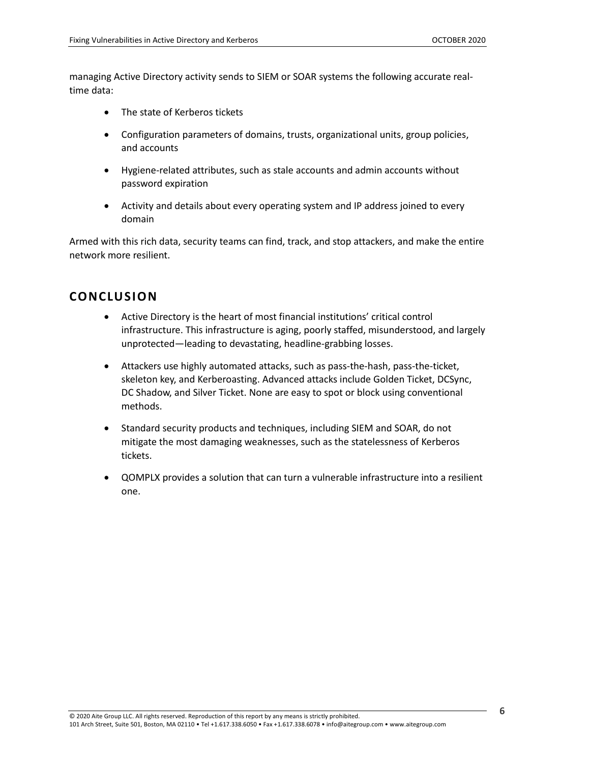managing Active Directory activity sends to SIEM or SOAR systems the following accurate real-time data:

- The state of Kerberos tickets
- Configuration parameters of domains, trusts, organizational units, group policies, and accounts
- Hygiene-related attributes, such as stale accounts and admin accounts without password expiration
- Activity and details about every operating system and IP address joined to every domain

Armed with this rich data, security teams can find, track, and stop attackers, and make the entire network more resilient.

## CONCLUSION

- Active Directory is the heart of most financial institutions' critical control infrastructure. This infrastructure is aging, poorly staffed, misunderstood, and largely unprotected—leading to devastating, headline-grabbing losses.
- Attackers use highly automated attacks, such as pass-the-hash, pass-the-ticket, skeleton key, and Kerberoasting. Advanced attacks include Golden Ticket, DCSync, DC Shadow, and Silver Ticket. None are easy to spot or block using conventional methods.
- Standard security products and techniques, including SIEM and SOAR, do not mitigate the most damaging weaknesses, such as the statelessness of Kerberos tickets.
- QOMPLX provides a solution that can turn a vulnerable infrastructure into a resilient one.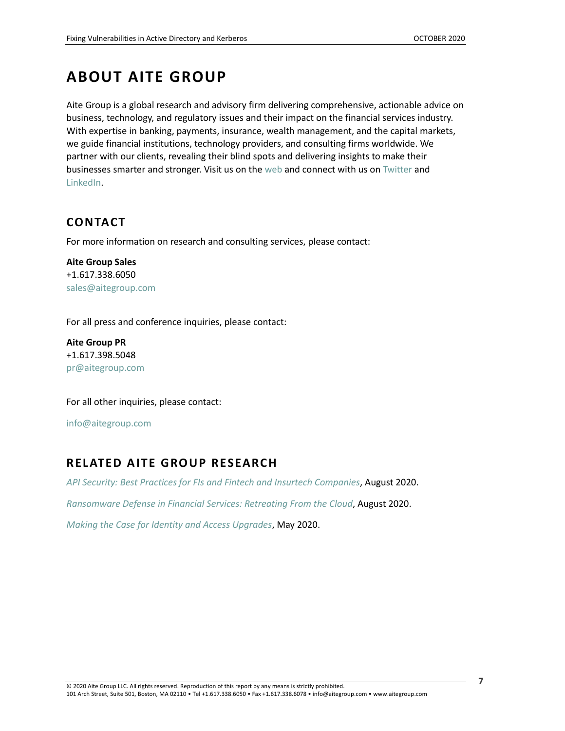# ABOUT AITE GROUP

Aite Group is a global research and advisory firm delivering comprehensive, actionable advice on business, technology, and regulatory issues and their impact on the financial services industry. With expertise in banking, payments, insurance, wealth management, and the capital markets, we guide financial institutions, technology providers, and consulting firms worldwide. We partner with our clients, revealing their blind spots and delivering insights to make their businesses smarter and stronger. Visit us on the web and connect with us on Twitter and LinkedIn.

## CONTACT

For more information on research and consulting services, please contact:

**Aite Group Sales**
+1.617.338.6050
sales@aitegroup.com

For all press and conference inquiries, please contact:

**Aite Group PR**
+1.617.398.5048
pr@aitegroup.com

For all other inquiries, please contact:

info@aitegroup.com

## RELATED AITE GROUP RESEARCH

*API Security: Best Practices for FIs and Fintech and Insurtech Companies*, August 2020.

*Ransomware Defense in Financial Services: Retreating From the Cloud*, August 2020.

*Making the Case for Identity and Access Upgrades*, May 2020.